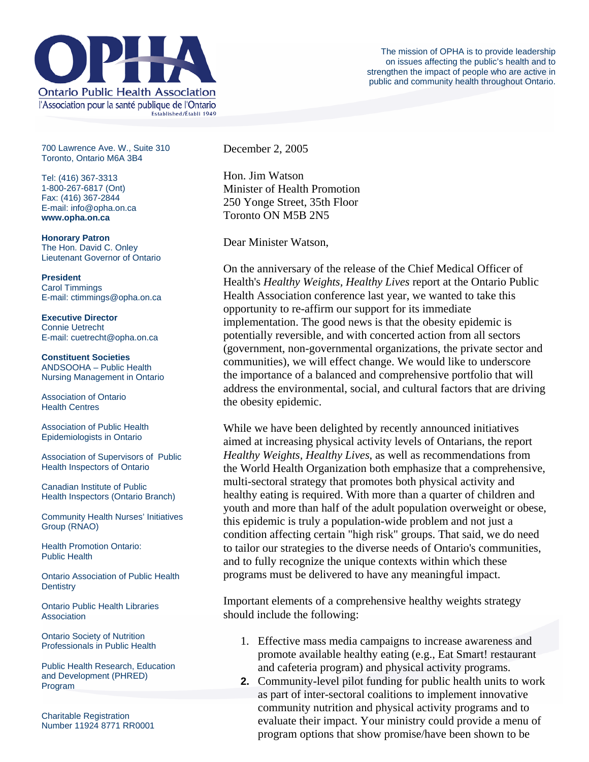# OPHA

Ontario Public Health Association
l'Association pour la santé publique de l'Ontario
Established/Établi 1949

The mission of OPHA is to provide leadership on issues affecting the public's health and to strengthen the impact of people who are active in public and community health throughout Ontario.

700 Lawrence Ave. W., Suite 310
Toronto, Ontario M6A 3B4

Tel: (416) 367-3313
1-800-267-6817 (Ont)
Fax: (416) 367-2844
E-mail: info@opha.on.ca
**www.opha.on.ca**

**Honorary Patron**
The Hon. David C. Onley
Lieutenant Governor of Ontario

**President**
Carol Timmings
E-mail: ctimmings@opha.on.ca

**Executive Director**
Connie Uetrecht
E-mail: cuetrecht@opha.on.ca

**Constituent Societies**
ANDSOOHA – Public Health Nursing Management in Ontario

Association of Ontario Health Centres

Association of Public Health Epidemiologists in Ontario

Association of Supervisors of Public Health Inspectors of Ontario

Canadian Institute of Public Health Inspectors (Ontario Branch)

Community Health Nurses' Initiatives Group (RNAO)

Health Promotion Ontario: Public Health

Ontario Association of Public Health Dentistry

Ontario Public Health Libraries Association

Ontario Society of Nutrition Professionals in Public Health

Public Health Research, Education and Development (PHRED) Program

Charitable Registration Number 11924 8771 RR0001

December 2, 2005

Hon. Jim Watson
Minister of Health Promotion
250 Yonge Street, 35th Floor
Toronto ON M5B 2N5

Dear Minister Watson,

On the anniversary of the release of the Chief Medical Officer of Health's *Healthy Weights, Healthy Lives* report at the Ontario Public Health Association conference last year, we wanted to take this opportunity to re-affirm our support for its immediate implementation. The good news is that the obesity epidemic is potentially reversible, and with concerted action from all sectors (government, non-governmental organizations, the private sector and communities), we will effect change. We would like to underscore the importance of a balanced and comprehensive portfolio that will address the environmental, social, and cultural factors that are driving the obesity epidemic.

While we have been delighted by recently announced initiatives aimed at increasing physical activity levels of Ontarians, the report *Healthy Weights, Healthy Lives*, as well as recommendations from the World Health Organization both emphasize that a comprehensive, multi-sectoral strategy that promotes both physical activity and healthy eating is required. With more than a quarter of children and youth and more than half of the adult population overweight or obese, this epidemic is truly a population-wide problem and not just a condition affecting certain "high risk" groups. That said, we do need to tailor our strategies to the diverse needs of Ontario's communities, and to fully recognize the unique contexts within which these programs must be delivered to have any meaningful impact.

Important elements of a comprehensive healthy weights strategy should include the following:

1. Effective mass media campaigns to increase awareness and promote available healthy eating (e.g., Eat Smart! restaurant and cafeteria program) and physical activity programs.
2. Community-level pilot funding for public health units to work as part of inter-sectoral coalitions to implement innovative community nutrition and physical activity programs and to evaluate their impact. Your ministry could provide a menu of program options that show promise/have been shown to be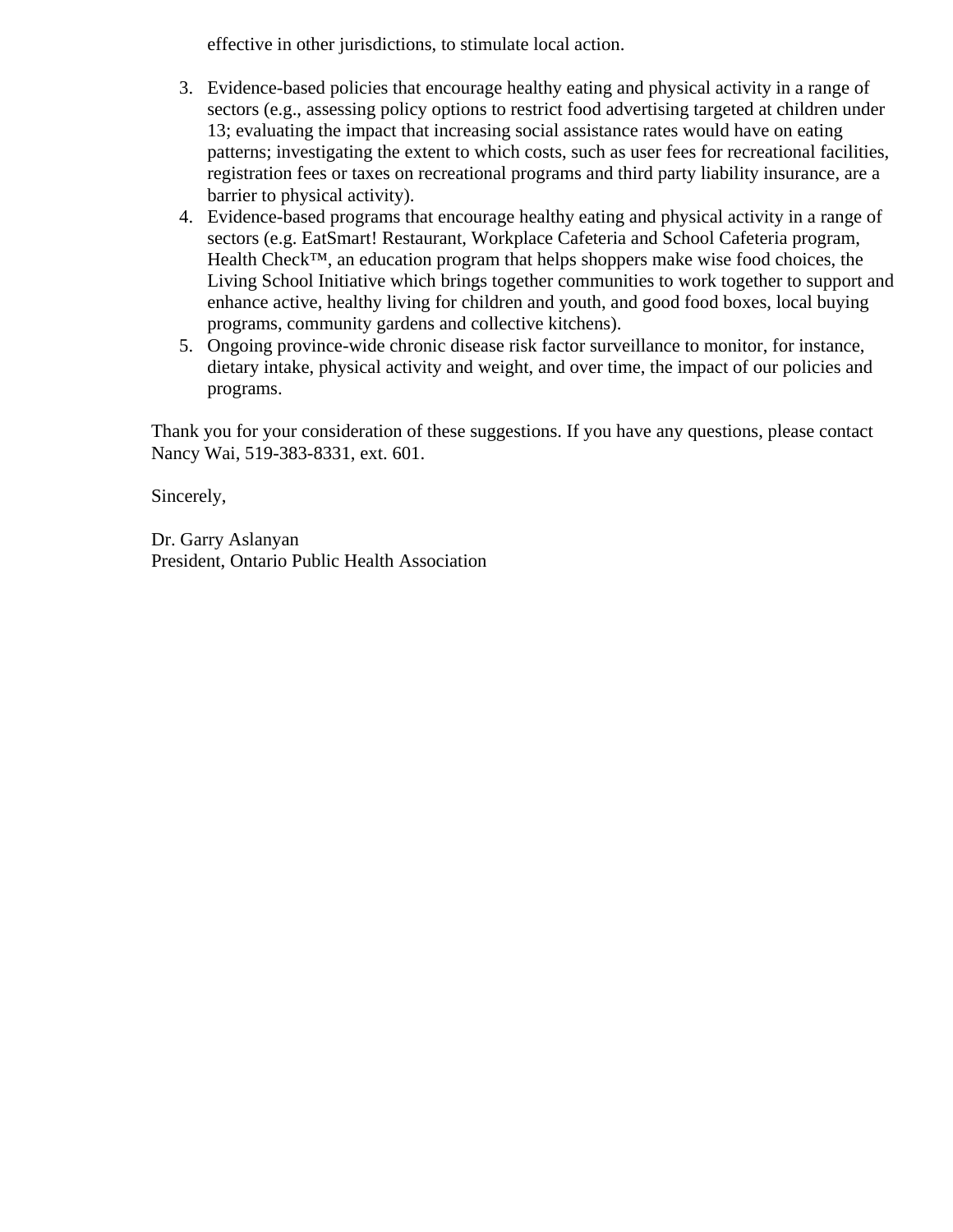effective in other jurisdictions, to stimulate local action.

3. Evidence-based policies that encourage healthy eating and physical activity in a range of sectors (e.g., assessing policy options to restrict food advertising targeted at children under 13; evaluating the impact that increasing social assistance rates would have on eating patterns; investigating the extent to which costs, such as user fees for recreational facilities, registration fees or taxes on recreational programs and third party liability insurance, are a barrier to physical activity).
4. Evidence-based programs that encourage healthy eating and physical activity in a range of sectors (e.g. EatSmart! Restaurant, Workplace Cafeteria and School Cafeteria program, Health Check™, an education program that helps shoppers make wise food choices, the Living School Initiative which brings together communities to work together to support and enhance active, healthy living for children and youth, and good food boxes, local buying programs, community gardens and collective kitchens).
5. Ongoing province-wide chronic disease risk factor surveillance to monitor, for instance, dietary intake, physical activity and weight, and over time, the impact of our policies and programs.

Thank you for your consideration of these suggestions. If you have any questions, please contact Nancy Wai, 519-383-8331, ext. 601.

Sincerely,

Dr. Garry Aslanyan
President, Ontario Public Health Association